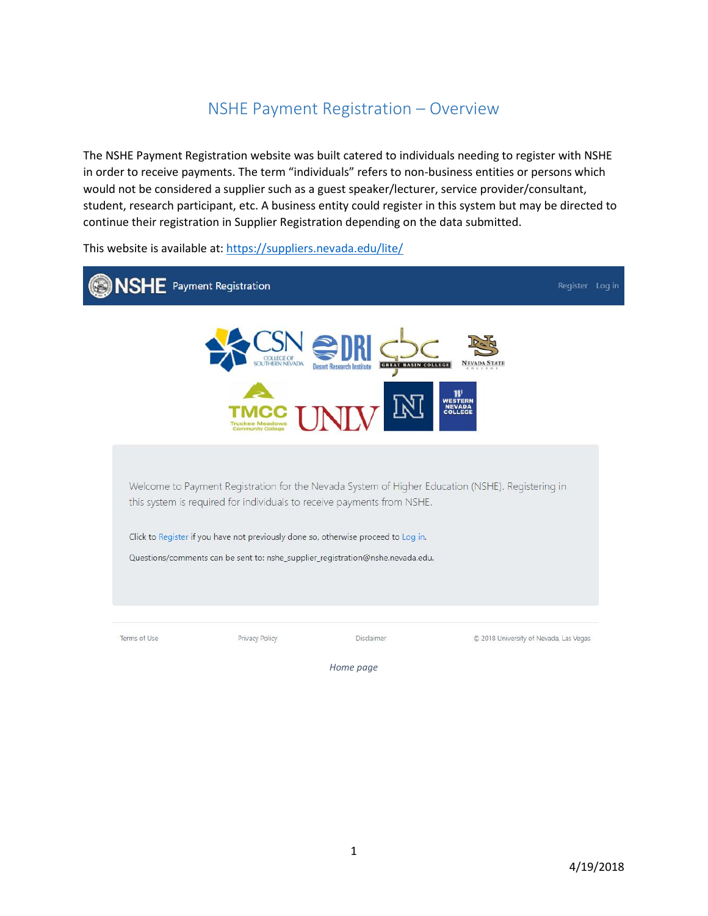# NSHE Payment Registration – Overview

The NSHE Payment Registration website was built catered to individuals needing to register with NSHE in order to receive payments. The term "individuals" refers to non-business entities or persons which would not be considered a supplier such as a guest speaker/lecturer, service provider/consultant, student, research participant, etc. A business entity could register in this system but may be directed to continue their registration in Supplier Registration depending on the data submitted.

This website is available at: [https://suppliers.nevada.edu/lite/](https://suppliers.nevada.edu/lite/)

NSHE Payment Registration                                                                 Register   Log in

Welcome to Payment Registration for the Nevada System of Higher Education (NSHE). Registering in this system is required for individuals to receive payments from NSHE.

Click to Register if you have not previously done so, otherwise proceed to Log in.

Questions/comments can be sent to: nshe_supplier_registration@nshe.nevada.edu.

Terms of Use    Privacy Policy    Disclaimer    © 2018 University of Nevada, Las Vegas

*Home page*

4/19/2018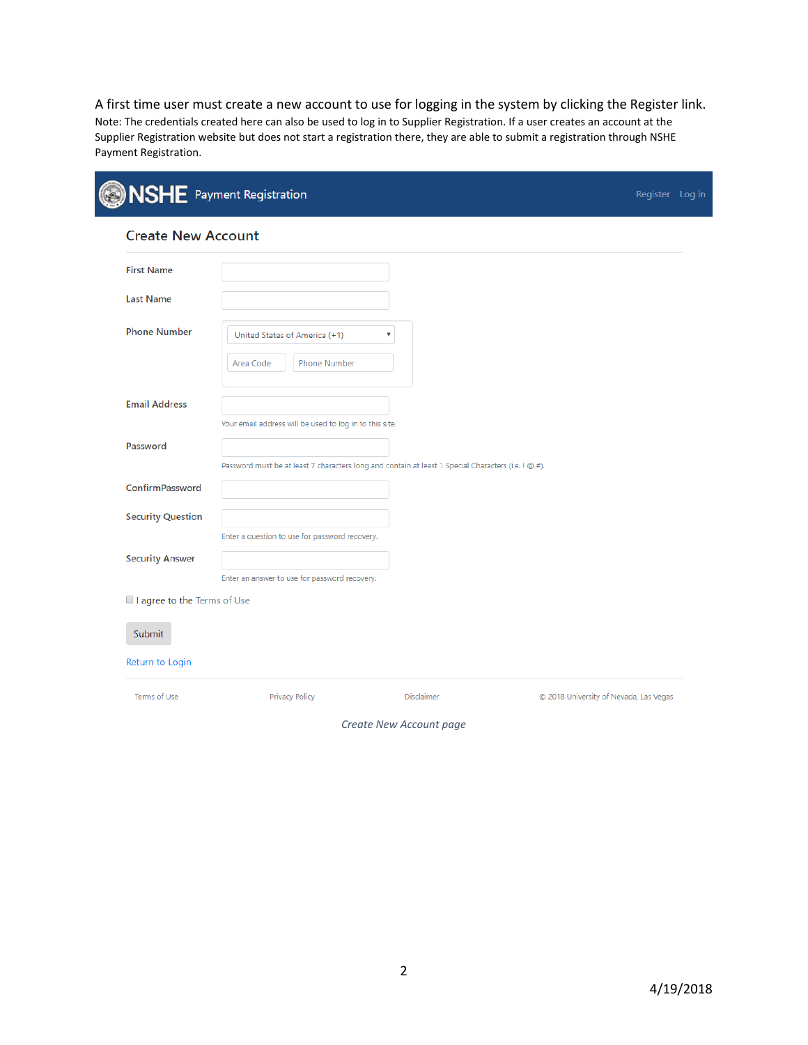A first time user must create a new account to use for logging in the system by clicking the Register link.

Note: The credentials created here can also be used to log in to Supplier Registration. If a user creates an account at the Supplier Registration website but does not start a registration there, they are able to submit a registration through NSHE Payment Registration.

NSHE Payment Registration — Register  Log in

## Create New Account

First Name

Last Name

Phone Number — United States of America (+1) — Area Code — Phone Number

Email Address

Your email address will be used to log in to this site.

Password

Password must be at least 7 characters long and contain at least 1 special Characters (i.e. ! @ #).

ConfirmPassword

Security Question

Enter a question to use for password recovery.

Security Answer

Enter an answer to use for password recovery.

☐ I agree to the Terms of Use

Submit

Return to Login

Terms of Use  Privacy Policy  Disclaimer  © 2018 University of Nevada, Las Vegas

*Create New Account page*

4/19/2018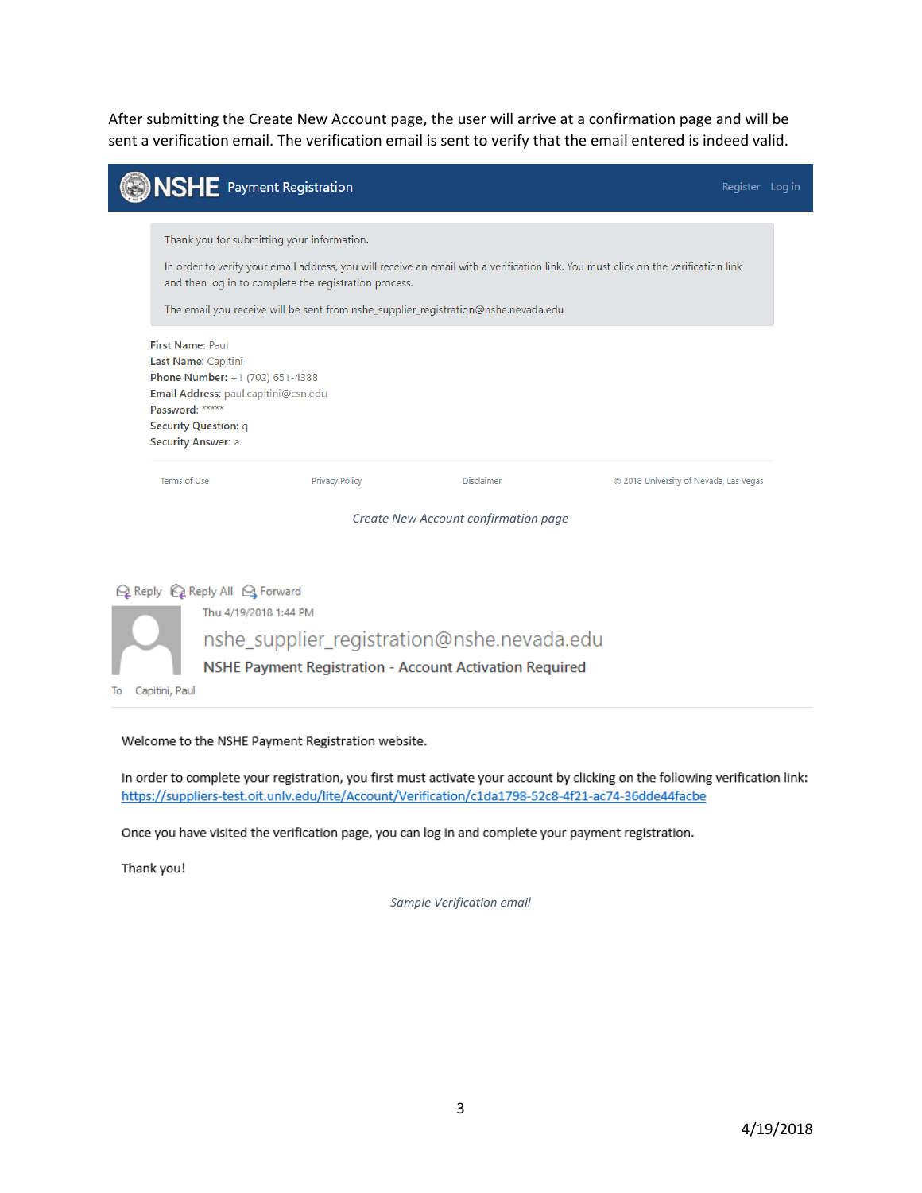After submitting the Create New Account page, the user will arrive at a confirmation page and will be sent a verification email. The verification email is sent to verify that the email entered is indeed valid.

**NSHE** Payment Registration — Register Log in

Thank you for submitting your information.

In order to verify your email address, you will receive an email with a verification link. You must click on the verification link and then log in to complete the registration process.

The email you receive will be sent from nshe_supplier_registration@nshe.nevada.edu

**First Name:** Paul
**Last Name:** Capitini
**Phone Number:** +1 (702) 651-4388
**Email Address:** paul.capitini@csn.edu
**Password:** *****
**Security Question:** q
**Security Answer:** a

Terms of Use | Privacy Policy | Disclaimer | © 2018 University of Nevada, Las Vegas

*Create New Account confirmation page*

Reply | Reply All | Forward

Thu 4/19/2018 1:44 PM

nshe_supplier_registration@nshe.nevada.edu

NSHE Payment Registration - Account Activation Required

To Capitini, Paul

Welcome to the NSHE Payment Registration website.

In order to complete your registration, you first must activate your account by clicking on the following verification link:
https://suppliers-test.oit.unlv.edu/lite/Account/Verification/c1da1798-52c8-4f21-ac74-36dde44facbe

Once you have visited the verification page, you can log in and complete your payment registration.

Thank you!

*Sample Verification email*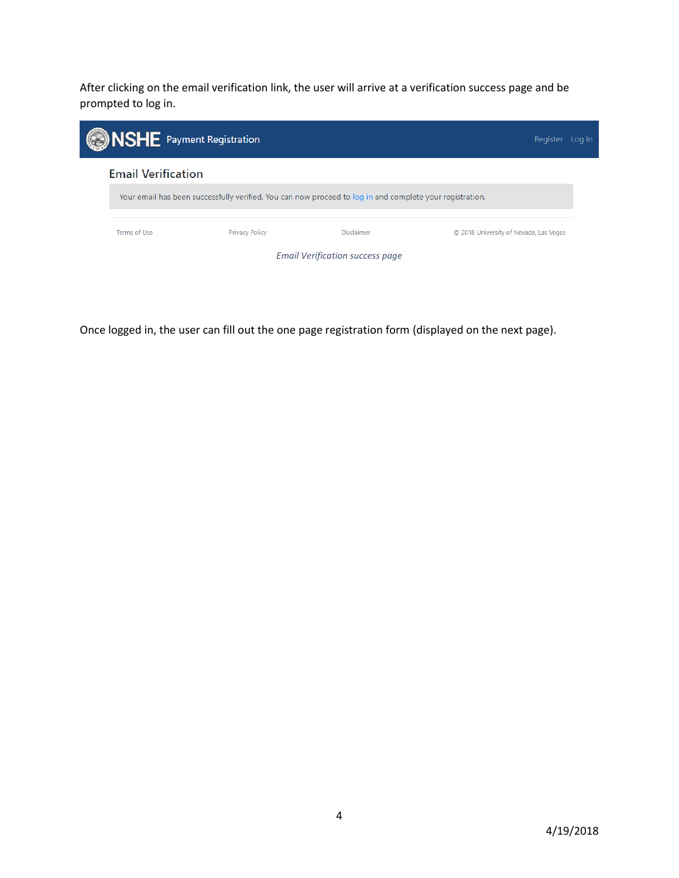After clicking on the email verification link, the user will arrive at a verification success page and be prompted to log in.

NSHE Payment Registration Register Log in

Email Verification

Your email has been successfully verified. You can now proceed to log in and complete your registration.

Terms of Use Privacy Policy Disclaimer © 2018 University of Nevada, Las Vegas

*Email Verification success page*

Once logged in, the user can fill out the one page registration form (displayed on the next page).

4/19/2018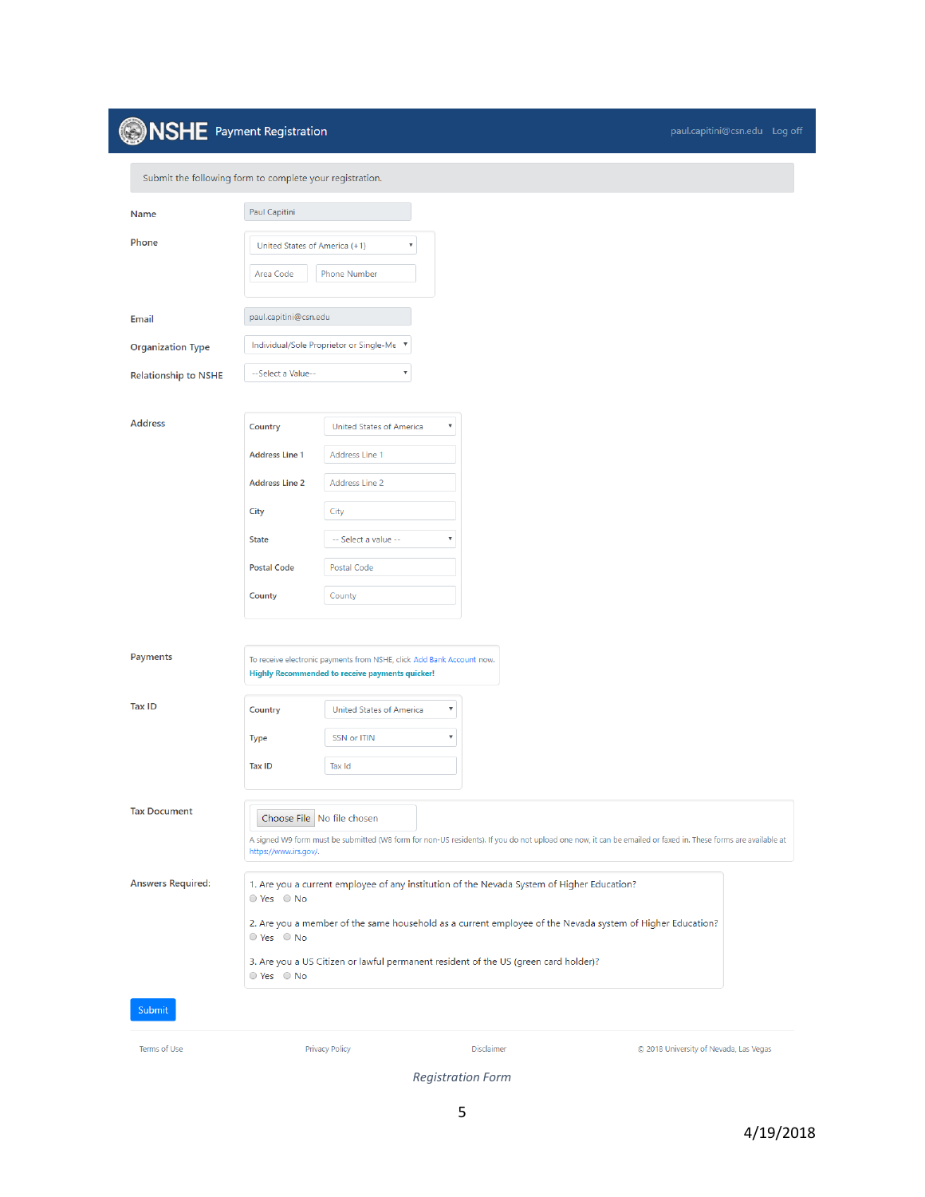**NSHE** Payment Registration

paul.capitini@csn.edu Log off

Submit the following form to complete your registration.

| Field | Value |
|---|---|
| Name | Paul Capitini |
| Phone | United States of America (+1); Area Code; Phone Number |
| Email | paul.capitini@csn.edu |
| Organization Type | Individual/Sole Proprietor or Single-Me |
| Relationship to NSHE | --Select a Value-- |

**Address**

| Field | Value |
|---|---|
| Country | United States of America |
| Address Line 1 | Address Line 1 |
| Address Line 2 | Address Line 2 |
| City | City |
| State | -- Select a value -- |
| Postal Code | Postal Code |
| County | County |

**Payments**

To receive electronic payments from NSHE, click Add Bank Account now.
**Highly Recommended to receive payments quicker!**

**Tax ID**

| Field | Value |
|---|---|
| Country | United States of America |
| Type | SSN or ITIN |
| Tax ID | Tax Id |

**Tax Document**

Choose File No file chosen

A signed W9 form must be submitted (W8 form for non-US residents). If you do not upload one now, it can be emailed or faxed in. These forms are available at https://www.irs.gov/.

**Answers Required:**

1. Are you a current employee of any institution of the Nevada System of Higher Education?
   - Yes
   - No

2. Are you a member of the same household as a current employee of the Nevada system of Higher Education?
   - Yes
   - No

3. Are you a US Citizen or lawful permanent resident of the US (green card holder)?
   - Yes
   - No

Submit

Terms of Use | Privacy Policy | Disclaimer | © 2018 University of Nevada, Las Vegas

*Registration Form*

4/19/2018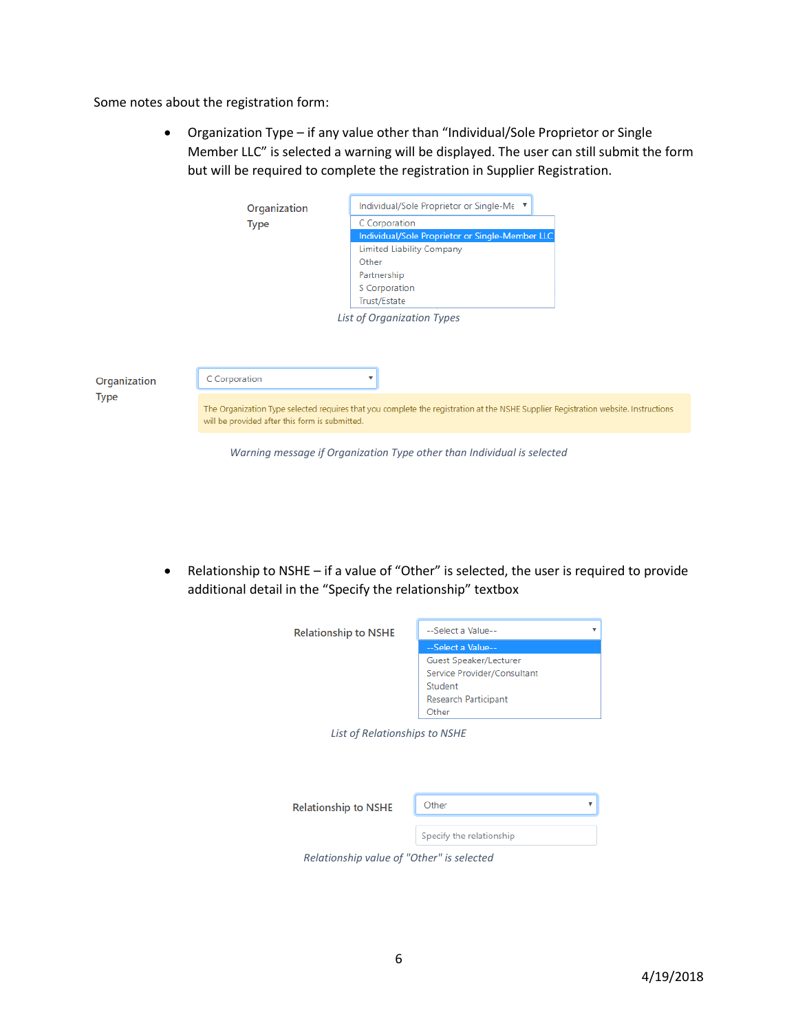Some notes about the registration form:

- Organization Type – if any value other than "Individual/Sole Proprietor or Single Member LLC" is selected a warning will be displayed. The user can still submit the form but will be required to complete the registration in Supplier Registration.

Organization Type: Individual/Sole Proprietor or Single-Me

- C Corporation
- Individual/Sole Proprietor or Single-Member LLC
- Limited Liability Company
- Other
- Partnership
- S Corporation
- Trust/Estate

*List of Organization Types*

Organization Type: C Corporation

The Organization Type selected requires that you complete the registration at the NSHE Supplier Registration website. Instructions will be provided after this form is submitted.

*Warning message if Organization Type other than Individual is selected*

- Relationship to NSHE – if a value of "Other" is selected, the user is required to provide additional detail in the "Specify the relationship" textbox

Relationship to NSHE: --Select a Value--

- --Select a Value--
- Guest Speaker/Lecturer
- Service Provider/Consultant
- Student
- Research Participant
- Other

*List of Relationships to NSHE*

Relationship to NSHE: Other

Specify the relationship

*Relationship value of "Other" is selected*

4/19/2018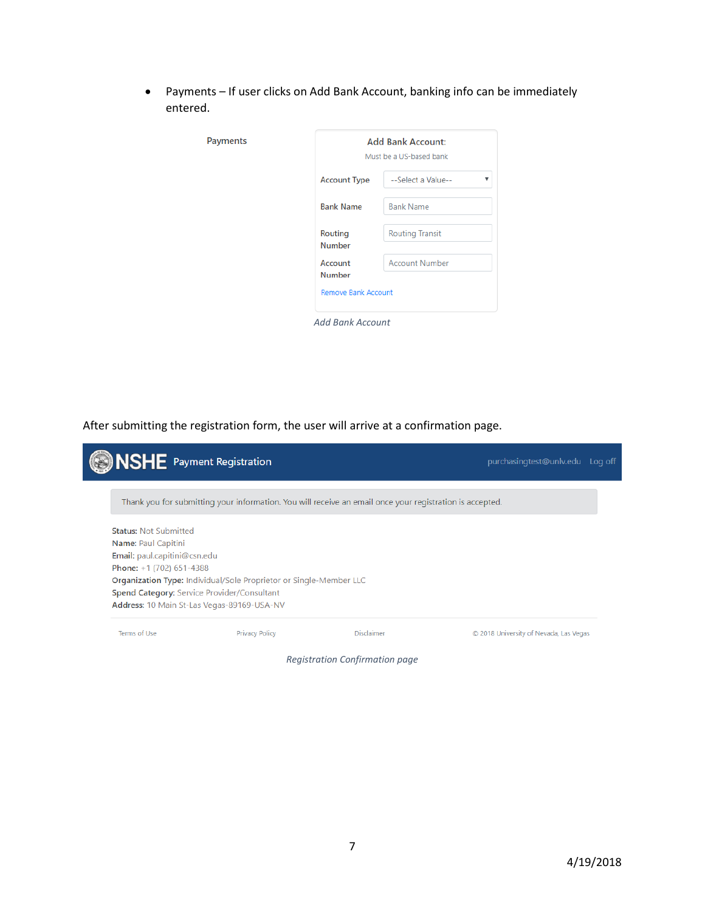- Payments – If user clicks on Add Bank Account, banking info can be immediately entered.

Payments

**Add Bank Account:**
Must be a US-based bank

Account Type: --Select a Value--
Bank Name: Bank Name
Routing Number: Routing Transit
Account Number: Account Number

Remove Bank Account

*Add Bank Account*

After submitting the registration form, the user will arrive at a confirmation page.

**NSHE** Payment Registration — purchasingtest@unlv.edu Log off

Thank you for submitting your information. You will receive an email once your registration is accepted.

**Status:** Not Submitted
**Name:** Paul Capitini
**Email:** paul.capitini@csn.edu
**Phone:** +1 (702) 651-4388
**Organization Type:** Individual/Sole Proprietor or Single-Member LLC
**Spend Category:** Service Provider/Consultant
**Address:** 10 Main St-Las Vegas-89169-USA-NV

Terms of Use | Privacy Policy | Disclaimer | © 2018 University of Nevada, Las Vegas

*Registration Confirmation page*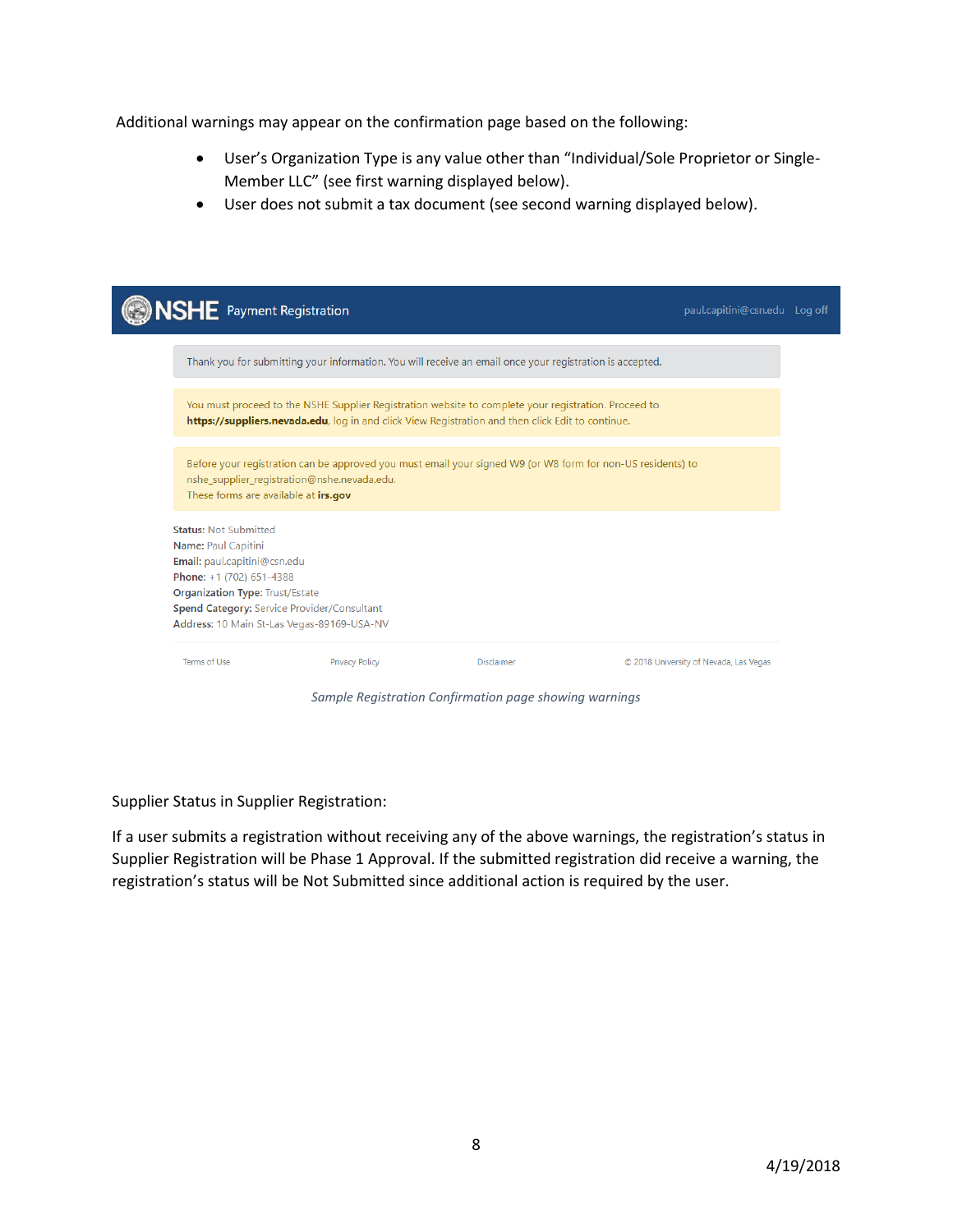Additional warnings may appear on the confirmation page based on the following:

- User's Organization Type is any value other than "Individual/Sole Proprietor or Single-Member LLC" (see first warning displayed below).
- User does not submit a tax document (see second warning displayed below).

NSHE Payment Registration paul.capitini@csn.edu Log off

Thank you for submitting your information. You will receive an email once your registration is accepted.

You must proceed to the NSHE Supplier Registration website to complete your registration. Proceed to **https://suppliers.nevada.edu**, log in and click View Registration and then click Edit to continue.

Before your registration can be approved you must email your signed W9 (or W8 form for non-US residents) to nshe_supplier_registration@nshe.nevada.edu.
These forms are available at **irs.gov**

**Status:** Not Submitted
**Name:** Paul Capitini
**Email:** paul.capitini@csn.edu
**Phone:** +1 (702) 651-4388
**Organization Type:** Trust/Estate
**Spend Category:** Service Provider/Consultant
**Address:** 10 Main St-Las Vegas-89169-USA-NV

Terms of Use Privacy Policy Disclaimer © 2018 University of Nevada, Las Vegas

*Sample Registration Confirmation page showing warnings*

Supplier Status in Supplier Registration:

If a user submits a registration without receiving any of the above warnings, the registration's status in Supplier Registration will be Phase 1 Approval. If the submitted registration did receive a warning, the registration's status will be Not Submitted since additional action is required by the user.